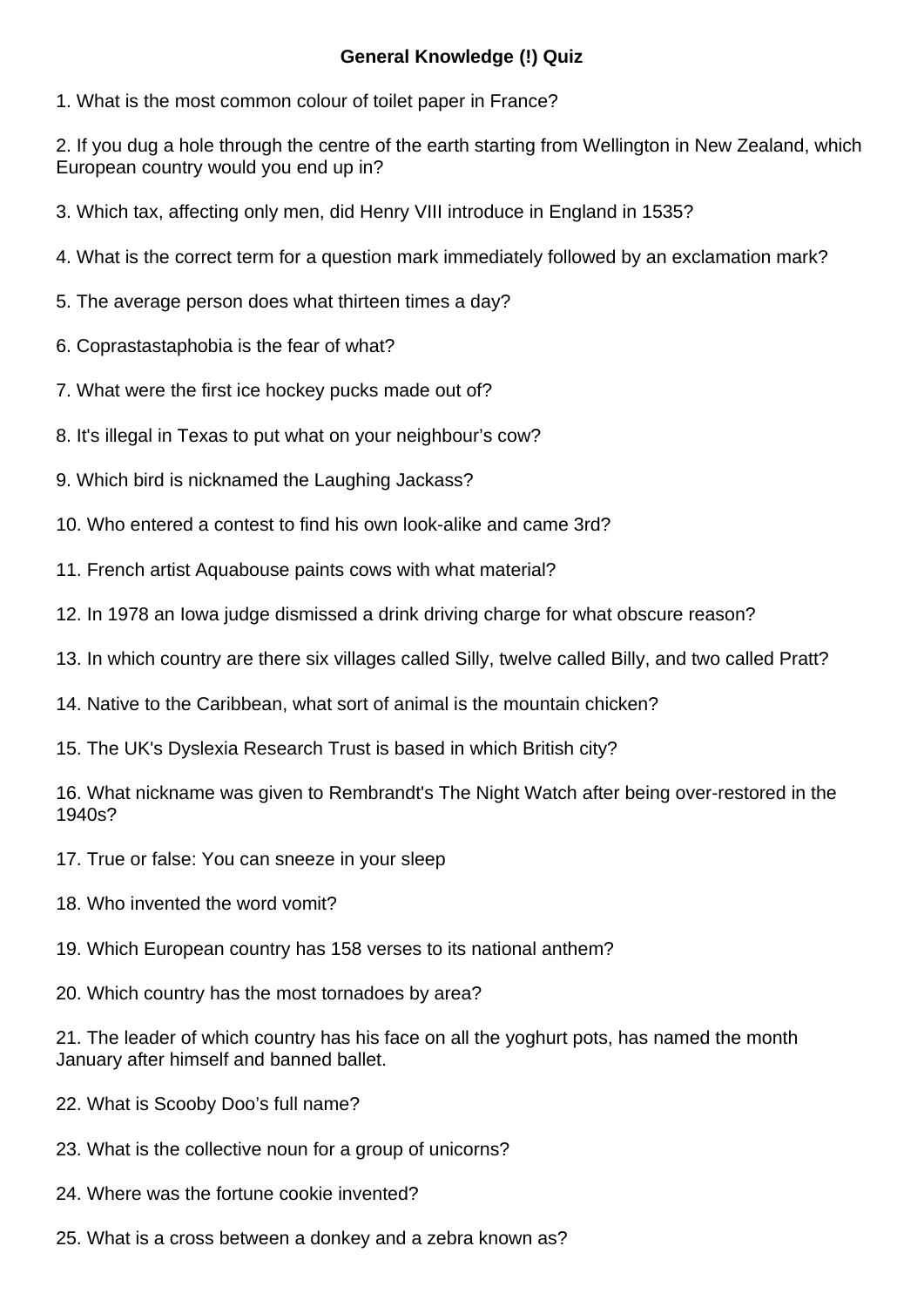**General Knowledge (!) Quiz**

1. What is the most common colour of toilet paper in France?

2. If you dug a hole through the centre of the earth starting from Wellington in New Zealand, which European country would you end up in?

3. Which tax, affecting only men, did Henry VIII introduce in England in 1535?

4. What is the correct term for a question mark immediately followed by an exclamation mark?

5. The average person does what thirteen times a day?

6. Coprastastaphobia is the fear of what?

7. What were the first ice hockey pucks made out of?

8. It's illegal in Texas to put what on your neighbour's cow?

9. Which bird is nicknamed the Laughing Jackass?

10. Who entered a contest to find his own look-alike and came 3rd?

11. French artist Aquabouse paints cows with what material?

12. In 1978 an Iowa judge dismissed a drink driving charge for what obscure reason?

13. In which country are there six villages called Silly, twelve called Billy, and two called Pratt?

14. Native to the Caribbean, what sort of animal is the mountain chicken?

15. The UK's Dyslexia Research Trust is based in which British city?

16. What nickname was given to Rembrandt's The Night Watch after being over-restored in the 1940s?

17. True or false: You can sneeze in your sleep

18. Who invented the word vomit?

19. Which European country has 158 verses to its national anthem?

20. Which country has the most tornadoes by area?

21. The leader of which country has his face on all the yoghurt pots, has named the month January after himself and banned ballet.

22. What is Scooby Doo's full name?

23. What is the collective noun for a group of unicorns?

24. Where was the fortune cookie invented?

25. What is a cross between a donkey and a zebra known as?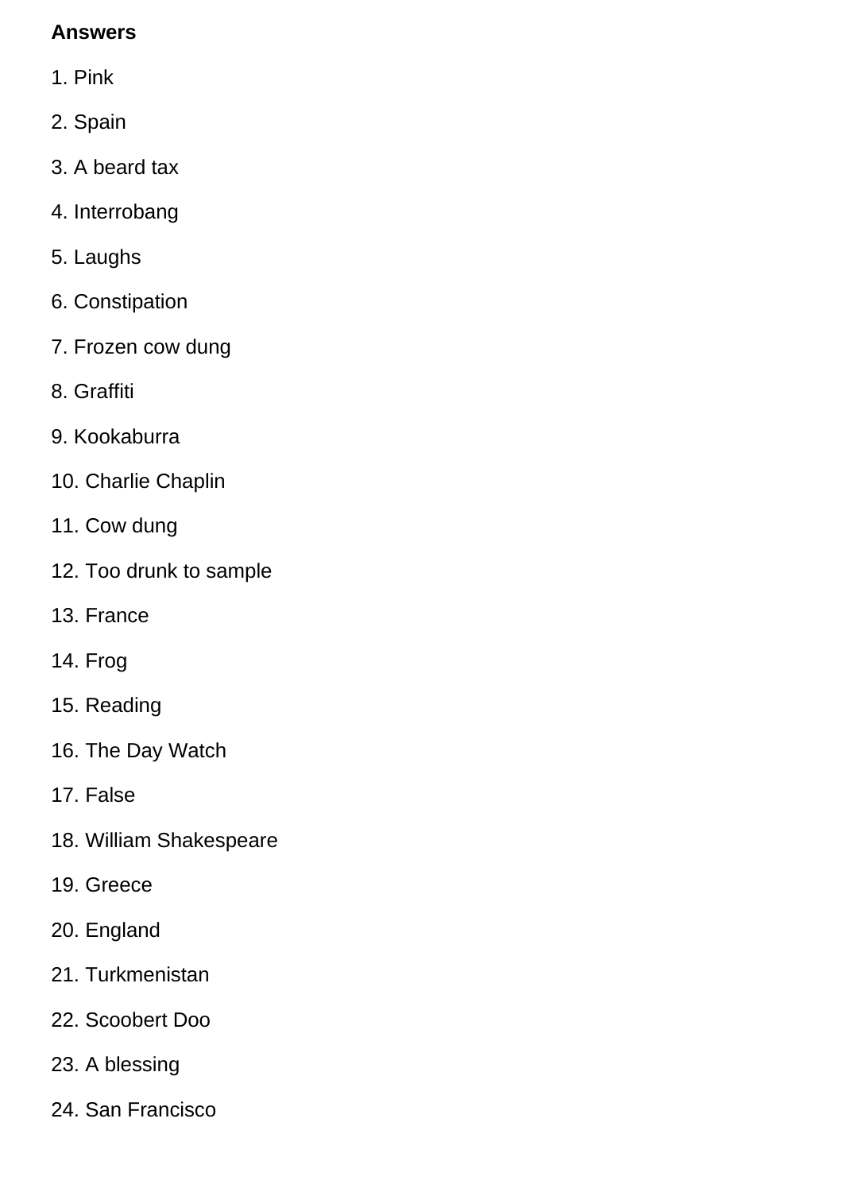**Answers**

1. Pink
2. Spain
3. A beard tax
4. Interrobang
5. Laughs
6. Constipation
7. Frozen cow dung
8. Graffiti
9. Kookaburra
10. Charlie Chaplin
11. Cow dung
12. Too drunk to sample
13. France
14. Frog
15. Reading
16. The Day Watch
17. False
18. William Shakespeare
19. Greece
20. England
21. Turkmenistan
22. Scoobert Doo
23. A blessing
24. San Francisco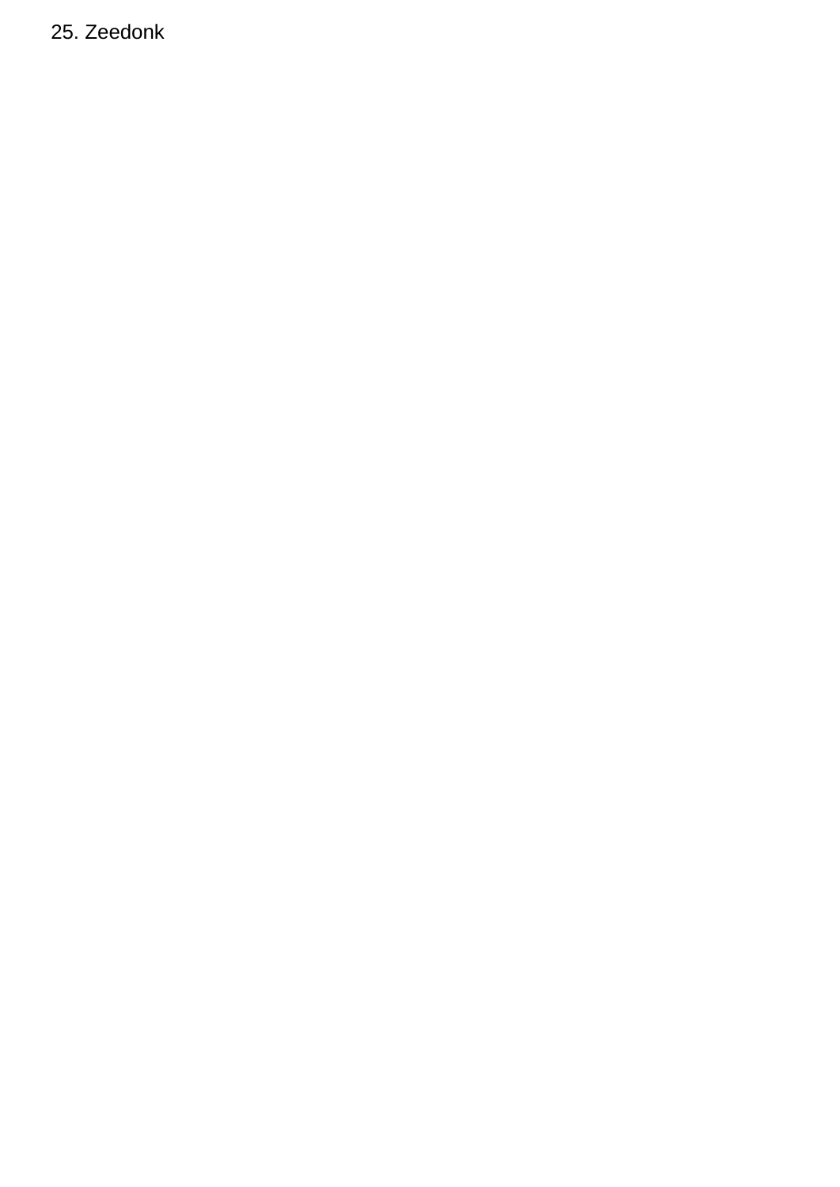25. Zeedonk